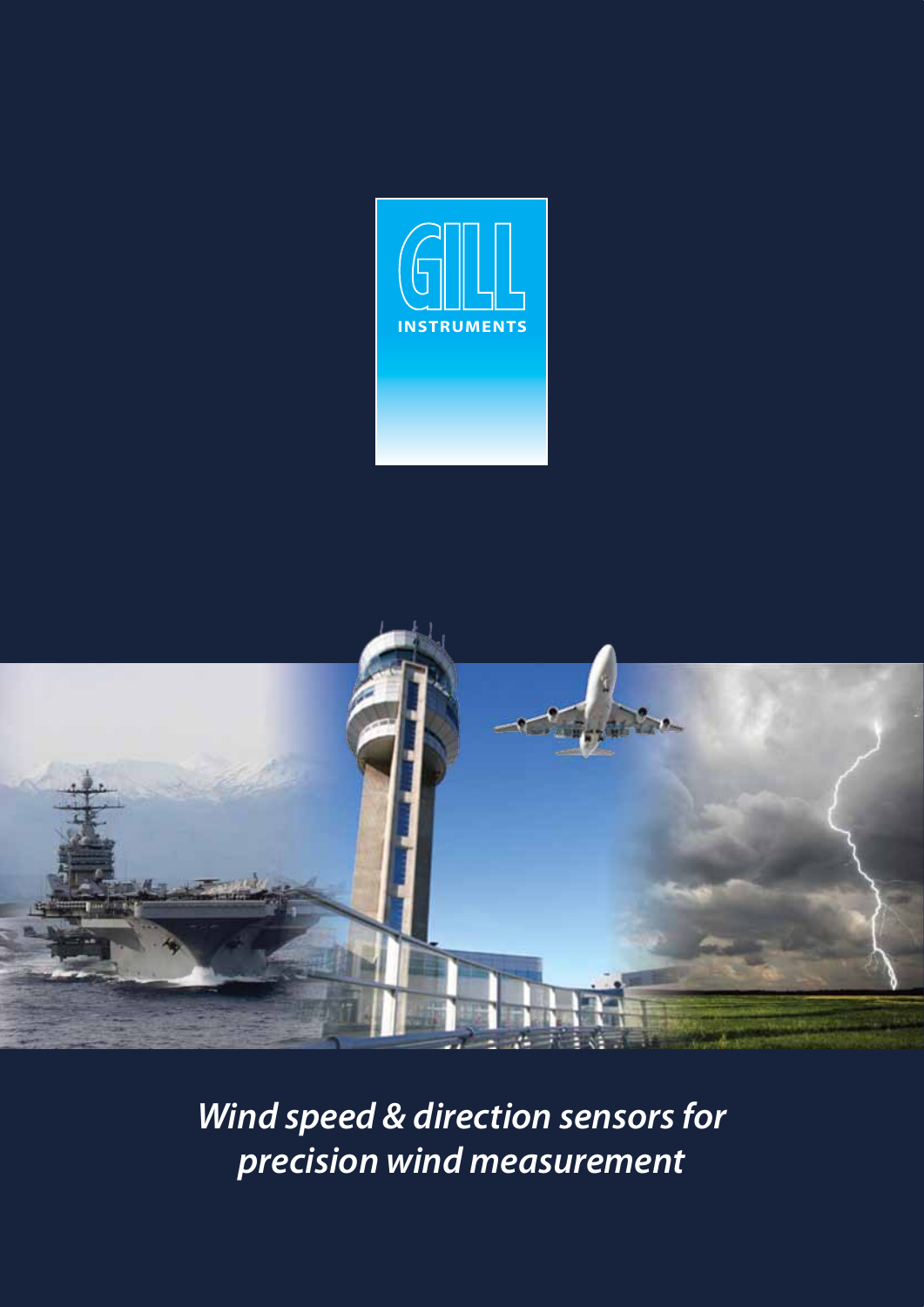GILL INSTRUMENTS

*Wind speed & direction sensors for precision wind measurement*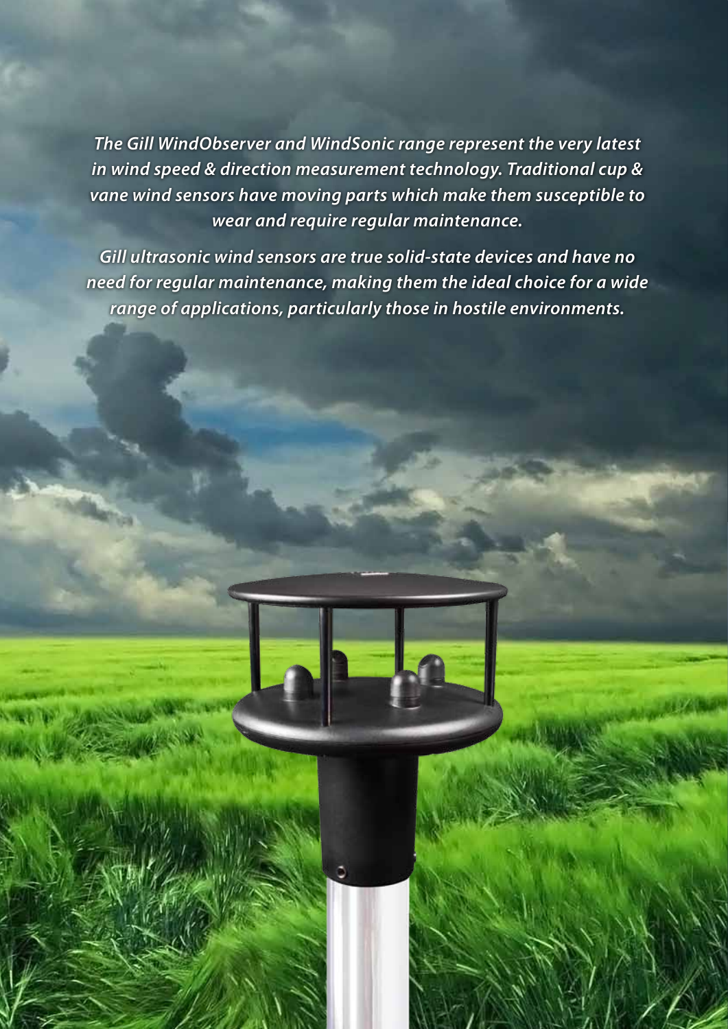*The Gill WindObserver and WindSonic range represent the very latest in wind speed & direction measurement technology. Traditional cup & vane wind sensors have moving parts which make them susceptible to wear and require regular maintenance.*

*Gill ultrasonic wind sensors are true solid-state devices and have no need for regular maintenance, making them the ideal choice for a wide range of applications, particularly those in hostile environments.*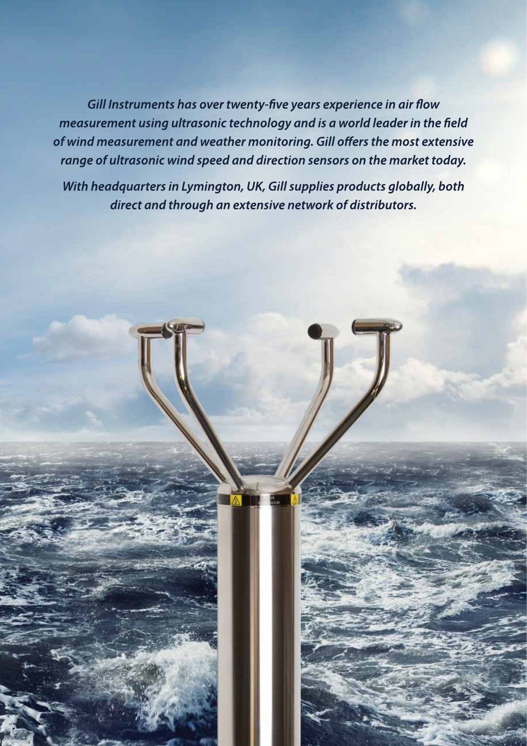*Gill Instruments has over twenty-five years experience in air flow measurement using ultrasonic technology and is a world leader in the field of wind measurement and weather monitoring. Gill offers the most extensive range of ultrasonic wind speed and direction sensors on the market today.*

*With headquarters in Lymington, UK, Gill supplies products globally, both direct and through an extensive network of distributors.*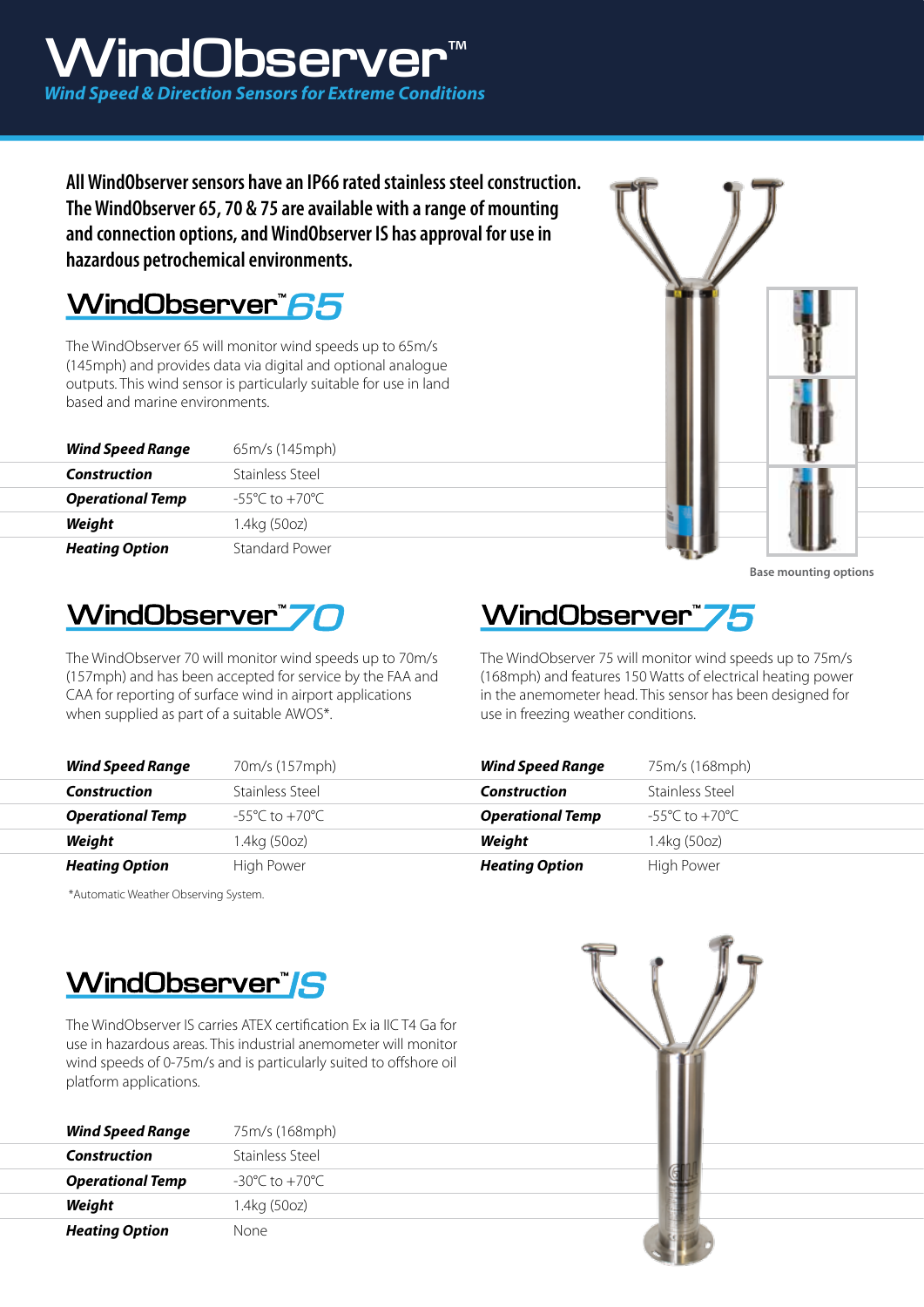# WindObserver™

*Wind Speed & Direction Sensors for Extreme Conditions*

**All WindObserver sensors have an IP66 rated stainless steel construction. The WindObserver 65, 70 & 75 are available with a range of mounting and connection options, and WindObserver IS has approval for use in hazardous petrochemical environments.**

## WindObserver™ 65

The WindObserver 65 will monitor wind speeds up to 65m/s (145mph) and provides data via digital and optional analogue outputs. This wind sensor is particularly suitable for use in land based and marine environments.

| | |
|---|---|
| ***Wind Speed Range*** | 65m/s (145mph) |
| ***Construction*** | Stainless Steel |
| ***Operational Temp*** | -55°C to +70°C |
| ***Weight*** | 1.4kg (50oz) |
| ***Heating Option*** | Standard Power |

Base mounting options

## WindObserver™ 70

The WindObserver 70 will monitor wind speeds up to 70m/s (157mph) and has been accepted for service by the FAA and CAA for reporting of surface wind in airport applications when supplied as part of a suitable AWOS*.

| | |
|---|---|
| ***Wind Speed Range*** | 70m/s (157mph) |
| ***Construction*** | Stainless Steel |
| ***Operational Temp*** | -55°C to +70°C |
| ***Weight*** | 1.4kg (50oz) |
| ***Heating Option*** | High Power |

*Automatic Weather Observing System.

## WindObserver™ 75

The WindObserver 75 will monitor wind speeds up to 75m/s (168mph) and features 150 Watts of electrical heating power in the anemometer head. This sensor has been designed for use in freezing weather conditions.

| | |
|---|---|
| ***Wind Speed Range*** | 75m/s (168mph) |
| ***Construction*** | Stainless Steel |
| ***Operational Temp*** | -55°C to +70°C |
| ***Weight*** | 1.4kg (50oz) |
| ***Heating Option*** | High Power |

## WindObserver™ IS

The WindObserver IS carries ATEX certification Ex ia IIC T4 Ga for use in hazardous areas. This industrial anemometer will monitor wind speeds of 0-75m/s and is particularly suited to offshore oil platform applications.

| | |
|---|---|
| ***Wind Speed Range*** | 75m/s (168mph) |
| ***Construction*** | Stainless Steel |
| ***Operational Temp*** | -30°C to +70°C |
| ***Weight*** | 1.4kg (50oz) |
| ***Heating Option*** | None |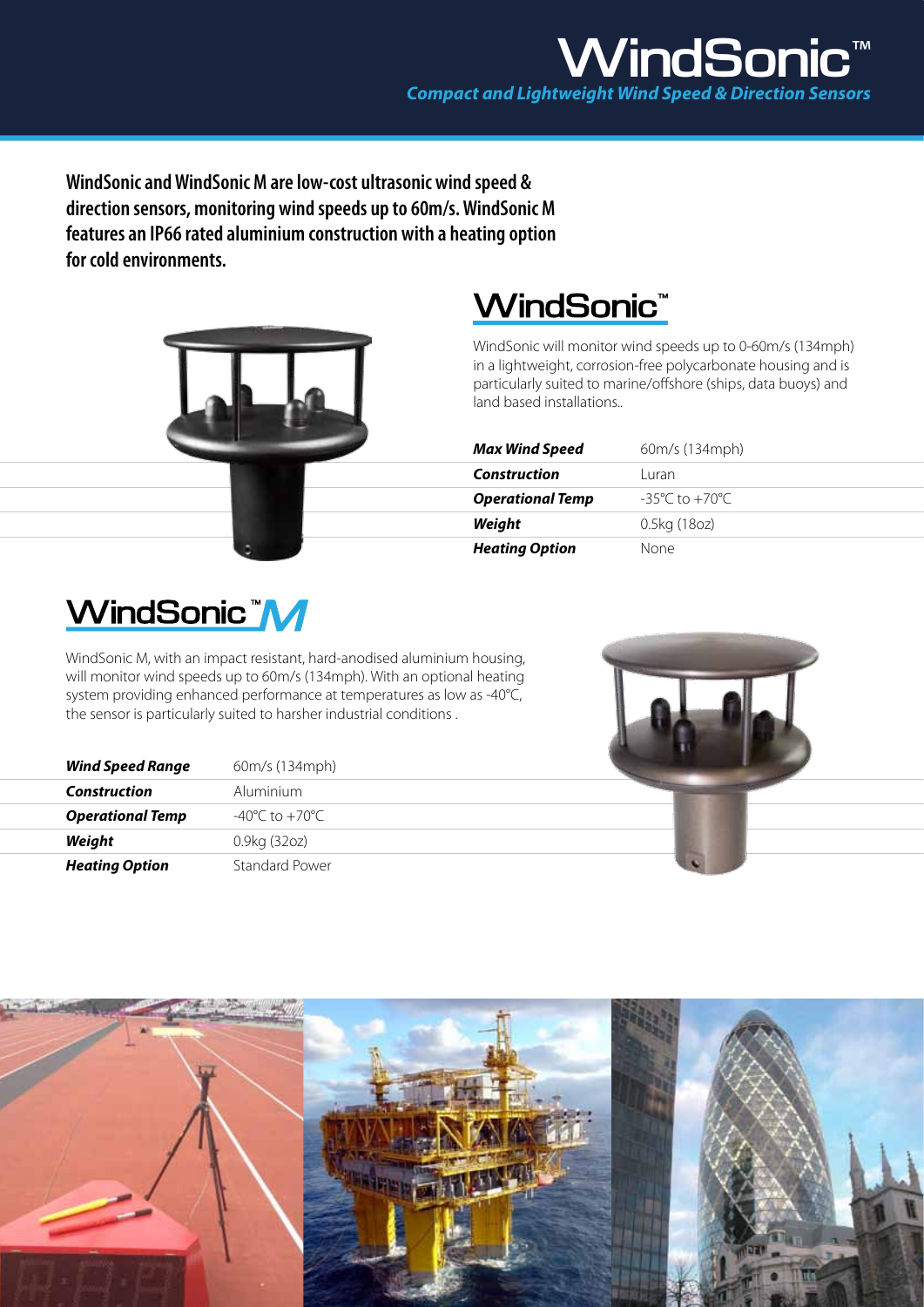# WindSonic™

***Compact and Lightweight Wind Speed & Direction Sensors***

**WindSonic and WindSonic M are low-cost ultrasonic wind speed & direction sensors, monitoring wind speeds up to 60m/s. WindSonic M features an IP66 rated aluminium construction with a heating option for cold environments.**

## WindSonic™

WindSonic will monitor wind speeds up to 0-60m/s (134mph) in a lightweight, corrosion-free polycarbonate housing and is particularly suited to marine/offshore (ships, data buoys) and land based installations..

| | |
|---|---|
| ***Max Wind Speed*** | 60m/s (134mph) |
| ***Construction*** | Luran |
| ***Operational Temp*** | -35°C to +70°C |
| ***Weight*** | 0.5kg (18oz) |
| ***Heating Option*** | None |

## WindSonic™ M

WindSonic M, with an impact resistant, hard-anodised aluminium housing, will monitor wind speeds up to 60m/s (134mph). With an optional heating system providing enhanced performance at temperatures as low as -40°C, the sensor is particularly suited to harsher industrial conditions .

| | |
|---|---|
| ***Wind Speed Range*** | 60m/s (134mph) |
| ***Construction*** | Aluminium |
| ***Operational Temp*** | -40°C to +70°C |
| ***Weight*** | 0.9kg (32oz) |
| ***Heating Option*** | Standard Power |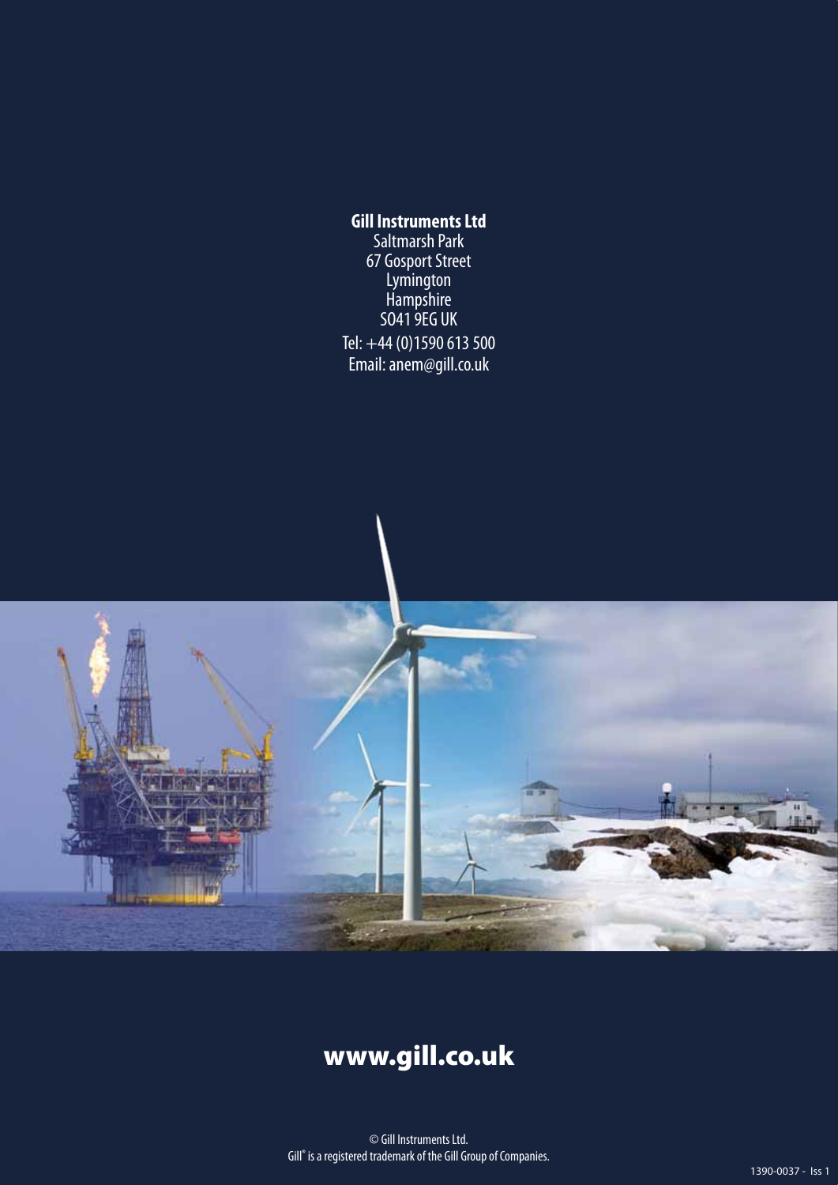**Gill Instruments Ltd**
Saltmarsh Park
67 Gosport Street
Lymington
Hampshire
SO41 9EG UK
Tel: +44 (0)1590 613 500
Email: anem@gill.co.uk

**www.gill.co.uk**

© Gill Instruments Ltd.
Gill® is a registered trademark of the Gill Group of Companies.

1390-0037 - Iss 1